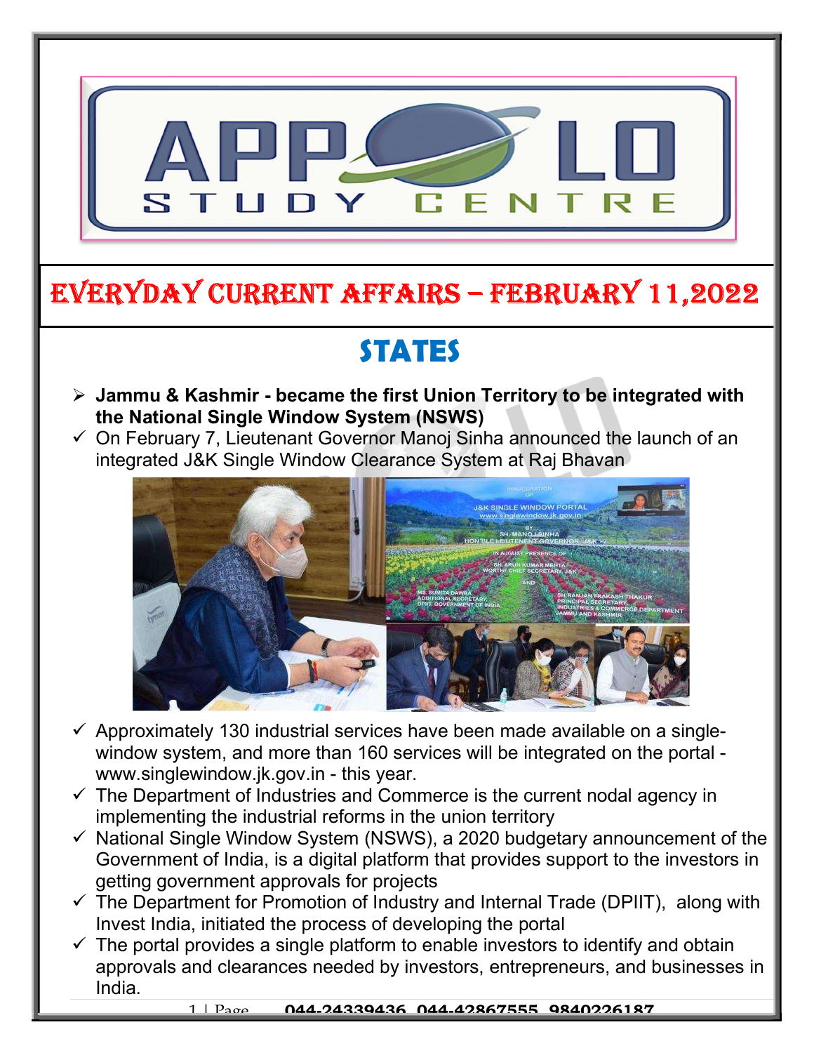# EVERYDAY CURRENT AFFAIRS – FEBRUARY 11,2022

## STATES

- **Jammu & Kashmir - became the first Union Territory to be integrated with the National Single Window System (NSWS)**
  - On February 7, Lieutenant Governor Manoj Sinha announced the launch of an integrated J&K Single Window Clearance System at Raj Bhavan
  - Approximately 130 industrial services have been made available on a single-window system, and more than 160 services will be integrated on the portal - www.singlewindow.jk.gov.in - this year.
  - The Department of Industries and Commerce is the current nodal agency in implementing the industrial reforms in the union territory
  - National Single Window System (NSWS), a 2020 budgetary announcement of the Government of India, is a digital platform that provides support to the investors in getting government approvals for projects
  - The Department for Promotion of Industry and Internal Trade (DPIIT), along with Invest India, initiated the process of developing the portal
  - The portal provides a single platform to enable investors to identify and obtain approvals and clearances needed by investors, entrepreneurs, and businesses in India.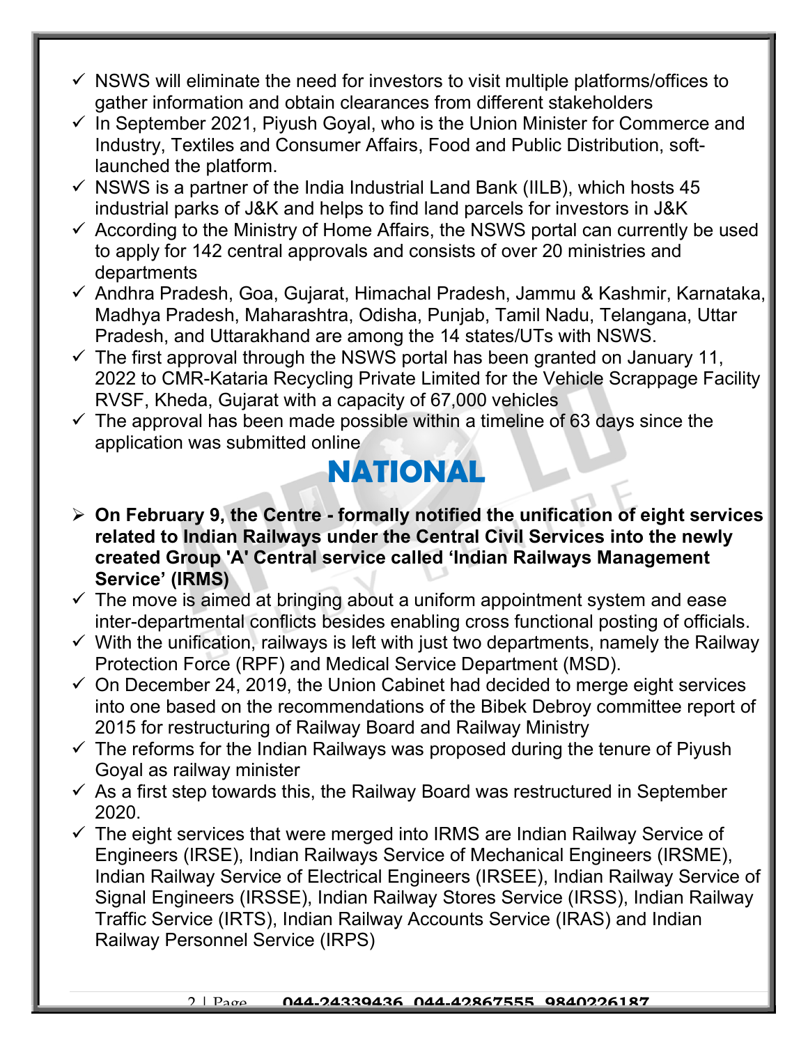- NSWS will eliminate the need for investors to visit multiple platforms/offices to gather information and obtain clearances from different stakeholders
- In September 2021, Piyush Goyal, who is the Union Minister for Commerce and Industry, Textiles and Consumer Affairs, Food and Public Distribution, soft-launched the platform.
- NSWS is a partner of the India Industrial Land Bank (IILB), which hosts 45 industrial parks of J&K and helps to find land parcels for investors in J&K
- According to the Ministry of Home Affairs, the NSWS portal can currently be used to apply for 142 central approvals and consists of over 20 ministries and departments
- Andhra Pradesh, Goa, Gujarat, Himachal Pradesh, Jammu & Kashmir, Karnataka, Madhya Pradesh, Maharashtra, Odisha, Punjab, Tamil Nadu, Telangana, Uttar Pradesh, and Uttarakhand are among the 14 states/UTs with NSWS.
- The first approval through the NSWS portal has been granted on January 11, 2022 to CMR-Kataria Recycling Private Limited for the Vehicle Scrappage Facility RVSF, Kheda, Gujarat with a capacity of 67,000 vehicles
- The approval has been made possible within a timeline of 63 days since the application was submitted online

# NATIONAL

- **On February 9, the Centre - formally notified the unification of eight services related to Indian Railways under the Central Civil Services into the newly created Group 'A' Central service called 'Indian Railways Management Service' (IRMS)**
- The move is aimed at bringing about a uniform appointment system and ease inter-departmental conflicts besides enabling cross functional posting of officials.
- With the unification, railways is left with just two departments, namely the Railway Protection Force (RPF) and Medical Service Department (MSD).
- On December 24, 2019, the Union Cabinet had decided to merge eight services into one based on the recommendations of the Bibek Debroy committee report of 2015 for restructuring of Railway Board and Railway Ministry
- The reforms for the Indian Railways was proposed during the tenure of Piyush Goyal as railway minister
- As a first step towards this, the Railway Board was restructured in September 2020.
- The eight services that were merged into IRMS are Indian Railway Service of Engineers (IRSE), Indian Railways Service of Mechanical Engineers (IRSME), Indian Railway Service of Electrical Engineers (IRSEE), Indian Railway Service of Signal Engineers (IRSSE), Indian Railway Stores Service (IRSS), Indian Railway Traffic Service (IRTS), Indian Railway Accounts Service (IRAS) and Indian Railway Personnel Service (IRPS)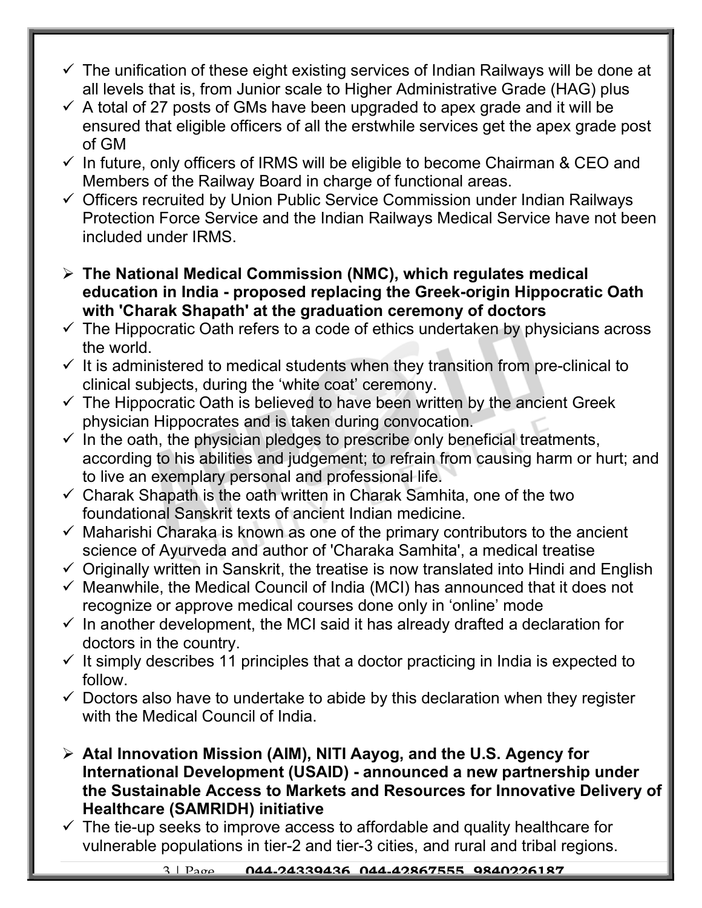- ✓ The unification of these eight existing services of Indian Railways will be done at all levels that is, from Junior scale to Higher Administrative Grade (HAG) plus
- ✓ A total of 27 posts of GMs have been upgraded to apex grade and it will be ensured that eligible officers of all the erstwhile services get the apex grade post of GM
- ✓ In future, only officers of IRMS will be eligible to become Chairman & CEO and Members of the Railway Board in charge of functional areas.
- ✓ Officers recruited by Union Public Service Commission under Indian Railways Protection Force Service and the Indian Railways Medical Service have not been included under IRMS.

- **The National Medical Commission (NMC), which regulates medical education in India - proposed replacing the Greek-origin Hippocratic Oath with 'Charak Shapath' at the graduation ceremony of doctors**
- ✓ The Hippocratic Oath refers to a code of ethics undertaken by physicians across the world.
- ✓ It is administered to medical students when they transition from pre-clinical to clinical subjects, during the 'white coat' ceremony.
- ✓ The Hippocratic Oath is believed to have been written by the ancient Greek physician Hippocrates and is taken during convocation.
- ✓ In the oath, the physician pledges to prescribe only beneficial treatments, according to his abilities and judgement; to refrain from causing harm or hurt; and to live an exemplary personal and professional life.
- ✓ Charak Shapath is the oath written in Charak Samhita, one of the two foundational Sanskrit texts of ancient Indian medicine.
- ✓ Maharishi Charaka is known as one of the primary contributors to the ancient science of Ayurveda and author of 'Charaka Samhita', a medical treatise
- ✓ Originally written in Sanskrit, the treatise is now translated into Hindi and English
- ✓ Meanwhile, the Medical Council of India (MCI) has announced that it does not recognize or approve medical courses done only in 'online' mode
- ✓ In another development, the MCI said it has already drafted a declaration for doctors in the country.
- ✓ It simply describes 11 principles that a doctor practicing in India is expected to follow.
- ✓ Doctors also have to undertake to abide by this declaration when they register with the Medical Council of India.

- **Atal Innovation Mission (AIM), NITI Aayog, and the U.S. Agency for International Development (USAID) - announced a new partnership under the Sustainable Access to Markets and Resources for Innovative Delivery of Healthcare (SAMRIDH) initiative**
- ✓ The tie-up seeks to improve access to affordable and quality healthcare for vulnerable populations in tier-2 and tier-3 cities, and rural and tribal regions.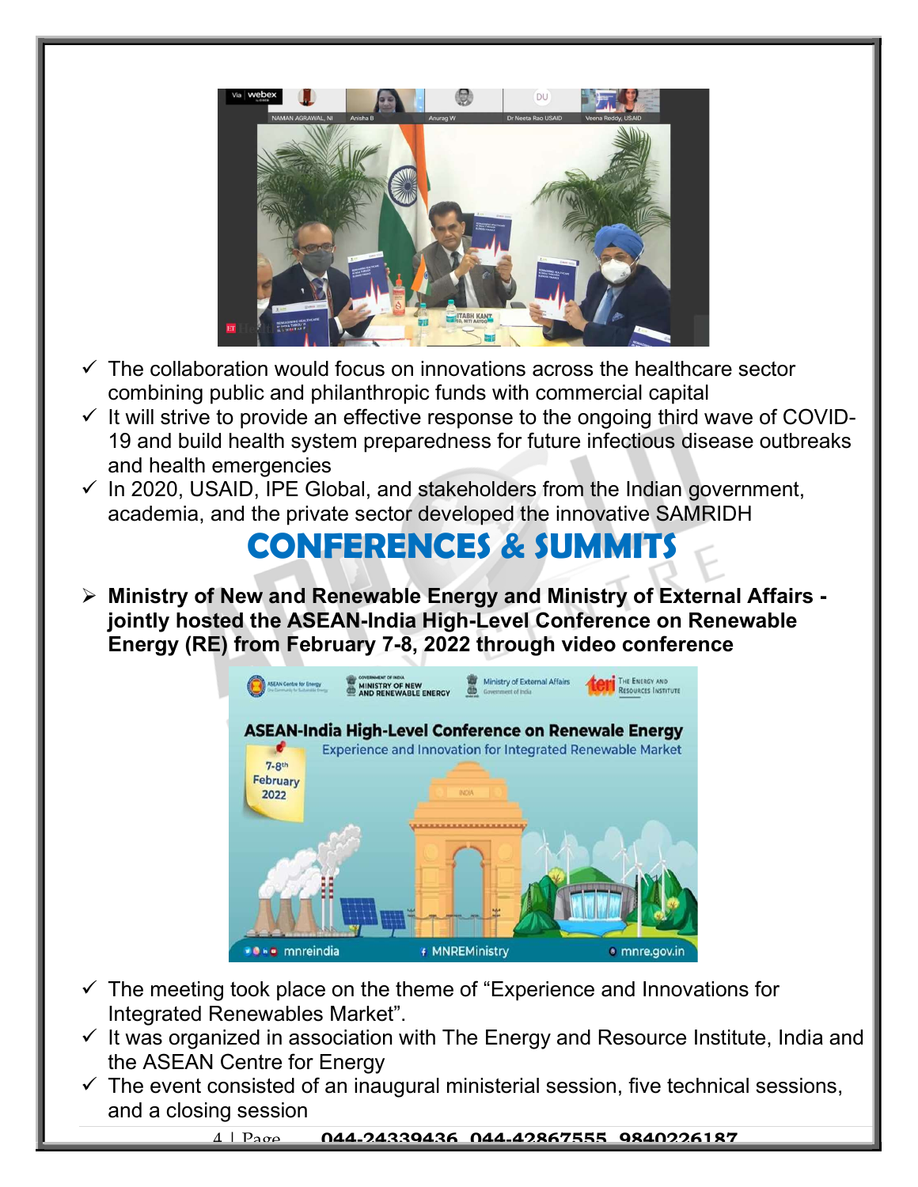- ✓ The collaboration would focus on innovations across the healthcare sector combining public and philanthropic funds with commercial capital
- ✓ It will strive to provide an effective response to the ongoing third wave of COVID-19 and build health system preparedness for future infectious disease outbreaks and health emergencies
- ✓ In 2020, USAID, IPE Global, and stakeholders from the Indian government, academia, and the private sector developed the innovative SAMRIDH

# CONFERENCES & SUMMITS

- **Ministry of New and Renewable Energy and Ministry of External Affairs - jointly hosted the ASEAN-India High-Level Conference on Renewable Energy (RE) from February 7-8, 2022 through video conference**

- ✓ The meeting took place on the theme of “Experience and Innovations for Integrated Renewables Market”.
- ✓ It was organized in association with The Energy and Resource Institute, India and the ASEAN Centre for Energy
- ✓ The event consisted of an inaugural ministerial session, five technical sessions, and a closing session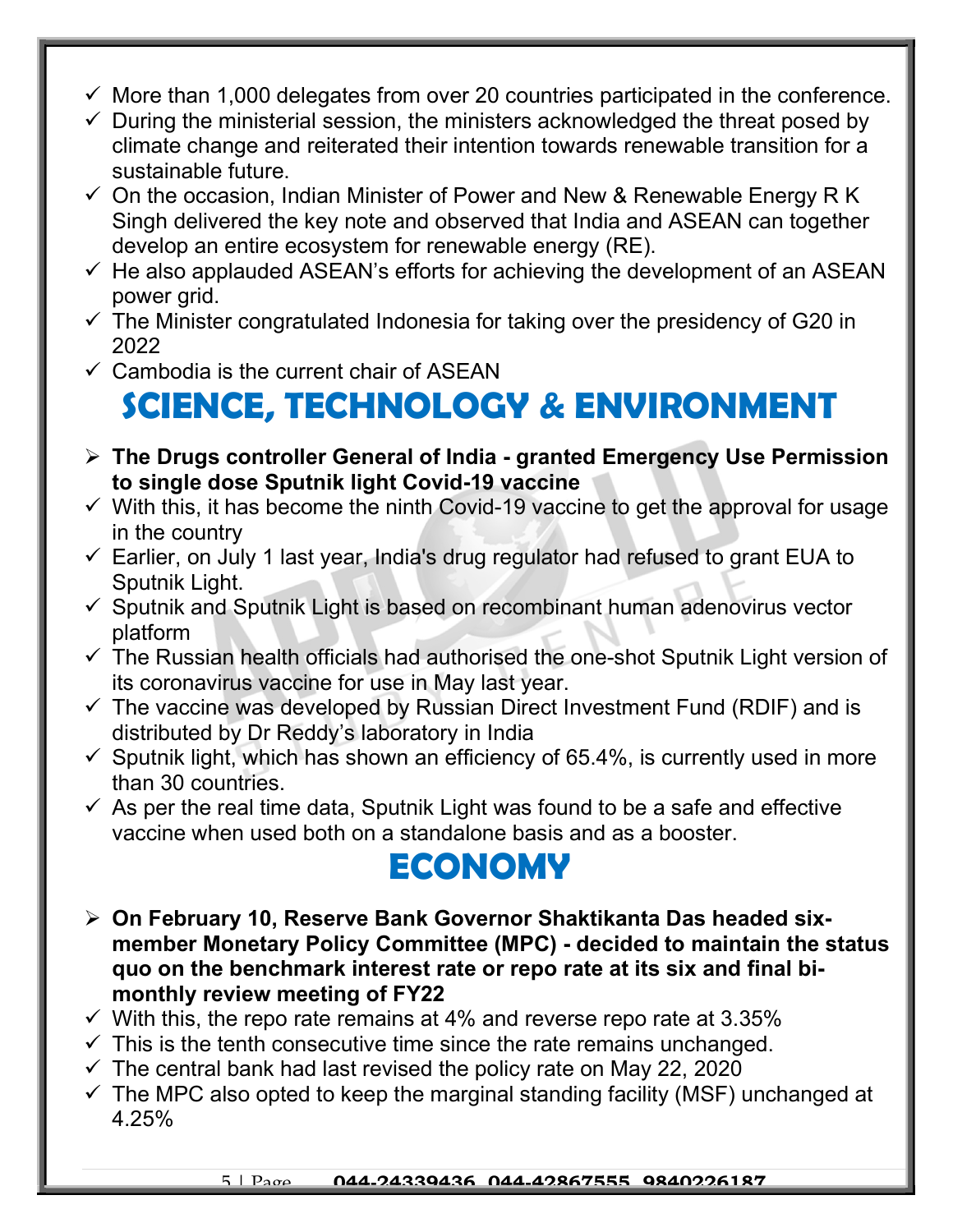- ✓ More than 1,000 delegates from over 20 countries participated in the conference.
- ✓ During the ministerial session, the ministers acknowledged the threat posed by climate change and reiterated their intention towards renewable transition for a sustainable future.
- ✓ On the occasion, Indian Minister of Power and New & Renewable Energy R K Singh delivered the key note and observed that India and ASEAN can together develop an entire ecosystem for renewable energy (RE).
- ✓ He also applauded ASEAN's efforts for achieving the development of an ASEAN power grid.
- ✓ The Minister congratulated Indonesia for taking over the presidency of G20 in 2022
- ✓ Cambodia is the current chair of ASEAN

# SCIENCE, TECHNOLOGY & ENVIRONMENT

- **The Drugs controller General of India - granted Emergency Use Permission to single dose Sputnik light Covid-19 vaccine**
- ✓ With this, it has become the ninth Covid-19 vaccine to get the approval for usage in the country
- ✓ Earlier, on July 1 last year, India's drug regulator had refused to grant EUA to Sputnik Light.
- ✓ Sputnik and Sputnik Light is based on recombinant human adenovirus vector platform
- ✓ The Russian health officials had authorised the one-shot Sputnik Light version of its coronavirus vaccine for use in May last year.
- ✓ The vaccine was developed by Russian Direct Investment Fund (RDIF) and is distributed by Dr Reddy's laboratory in India
- ✓ Sputnik light, which has shown an efficiency of 65.4%, is currently used in more than 30 countries.
- ✓ As per the real time data, Sputnik Light was found to be a safe and effective vaccine when used both on a standalone basis and as a booster.

# ECONOMY

- **On February 10, Reserve Bank Governor Shaktikanta Das headed six-member Monetary Policy Committee (MPC) - decided to maintain the status quo on the benchmark interest rate or repo rate at its six and final bi-monthly review meeting of FY22**
- ✓ With this, the repo rate remains at 4% and reverse repo rate at 3.35%
- ✓ This is the tenth consecutive time since the rate remains unchanged.
- ✓ The central bank had last revised the policy rate on May 22, 2020
- ✓ The MPC also opted to keep the marginal standing facility (MSF) unchanged at 4.25%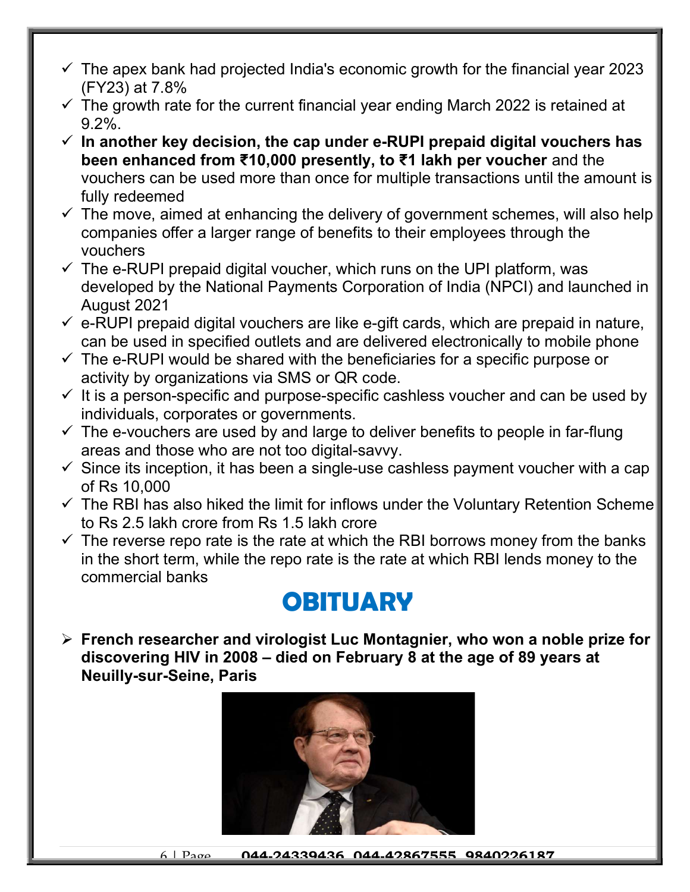- ✓ The apex bank had projected India's economic growth for the financial year 2023 (FY23) at 7.8%
- ✓ The growth rate for the current financial year ending March 2022 is retained at 9.2%.
- ✓ **In another key decision, the cap under e-RUPI prepaid digital vouchers has been enhanced from ₹10,000 presently, to ₹1 lakh per voucher** and the vouchers can be used more than once for multiple transactions until the amount is fully redeemed
- ✓ The move, aimed at enhancing the delivery of government schemes, will also help companies offer a larger range of benefits to their employees through the vouchers
- ✓ The e-RUPI prepaid digital voucher, which runs on the UPI platform, was developed by the National Payments Corporation of India (NPCI) and launched in August 2021
- ✓ e-RUPI prepaid digital vouchers are like e-gift cards, which are prepaid in nature, can be used in specified outlets and are delivered electronically to mobile phone
- ✓ The e-RUPI would be shared with the beneficiaries for a specific purpose or activity by organizations via SMS or QR code.
- ✓ It is a person-specific and purpose-specific cashless voucher and can be used by individuals, corporates or governments.
- ✓ The e-vouchers are used by and large to deliver benefits to people in far-flung areas and those who are not too digital-savvy.
- ✓ Since its inception, it has been a single-use cashless payment voucher with a cap of Rs 10,000
- ✓ The RBI has also hiked the limit for inflows under the Voluntary Retention Scheme to Rs 2.5 lakh crore from Rs 1.5 lakh crore
- ✓ The reverse repo rate is the rate at which the RBI borrows money from the banks in the short term, while the repo rate is the rate at which RBI lends money to the commercial banks

# OBITUARY

- ➢ **French researcher and virologist Luc Montagnier, who won a noble prize for discovering HIV in 2008 – died on February 8 at the age of 89 years at Neuilly-sur-Seine, Paris**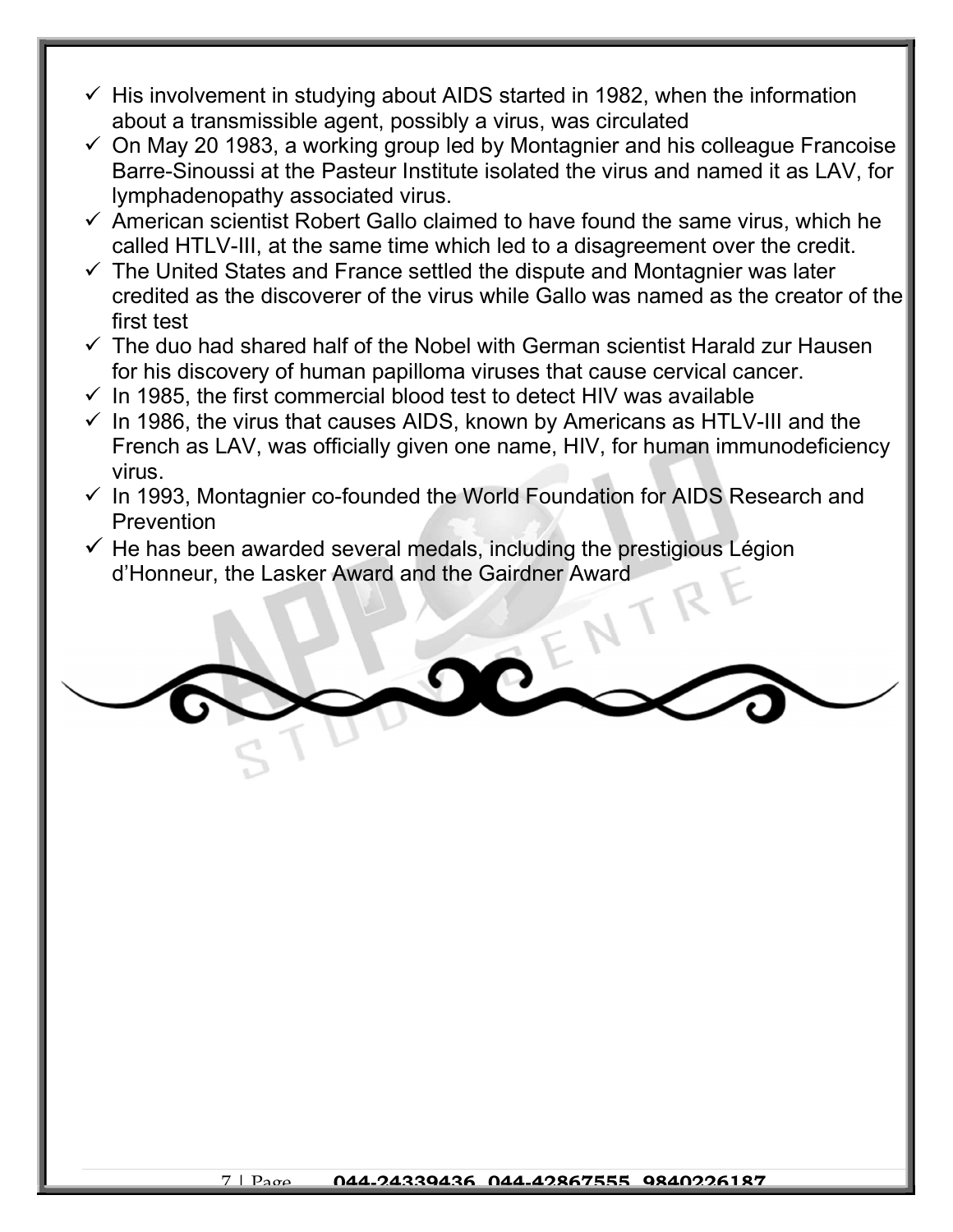- His involvement in studying about AIDS started in 1982, when the information about a transmissible agent, possibly a virus, was circulated
- On May 20 1983, a working group led by Montagnier and his colleague Francoise Barre-Sinoussi at the Pasteur Institute isolated the virus and named it as LAV, for lymphadenopathy associated virus.
- American scientist Robert Gallo claimed to have found the same virus, which he called HTLV-III, at the same time which led to a disagreement over the credit.
- The United States and France settled the dispute and Montagnier was later credited as the discoverer of the virus while Gallo was named as the creator of the first test
- The duo had shared half of the Nobel with German scientist Harald zur Hausen for his discovery of human papilloma viruses that cause cervical cancer.
- In 1985, the first commercial blood test to detect HIV was available
- In 1986, the virus that causes AIDS, known by Americans as HTLV-III and the French as LAV, was officially given one name, HIV, for human immunodeficiency virus.
- In 1993, Montagnier co-founded the World Foundation for AIDS Research and Prevention
- He has been awarded several medals, including the prestigious Légion d'Honneur, the Lasker Award and the Gairdner Award